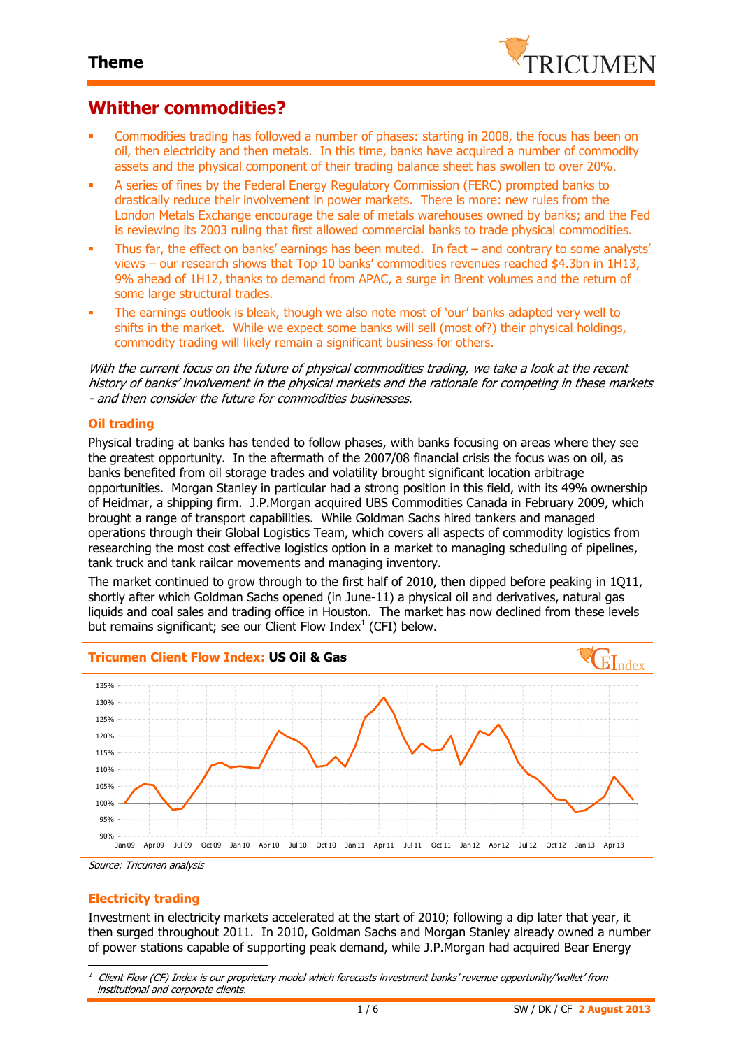# Theme

## Whither commodities?

- Commodities trading has followed a number of phases: starting in 2008, the focus has been on oil, then electricity and then metals. In this time, banks have acquired a number of commodity assets and the physical component of their trading balance sheet has swollen to over 20%.
- A series of fines by the Federal Energy Regulatory Commission (FERC) prompted banks to drastically reduce their involvement in power markets. There is more: new rules from the London Metals Exchange encourage the sale of metals warehouses owned by banks; and the Fed is reviewing its 2003 ruling that first allowed commercial banks to trade physical commodities.
- Thus far, the effect on banks' earnings has been muted. In fact – and contrary to some analysts' views – our research shows that Top 10 banks' commodities revenues reached $4.3bn in 1H13, 9% ahead of 1H12, thanks to demand from APAC, a surge in Brent volumes and the return of some large structural trades.
- The earnings outlook is bleak, though we also note most of 'our' banks adapted very well to shifts in the market. While we expect some banks will sell (most of?) their physical holdings, commodity trading will likely remain a significant business for others.

*With the current focus on the future of physical commodities trading, we take a look at the recent history of banks' involvement in the physical markets and the rationale for competing in these markets - and then consider the future for commodities businesses.*

### Oil trading

Physical trading at banks has tended to follow phases, with banks focusing on areas where they see the greatest opportunity. In the aftermath of the 2007/08 financial crisis the focus was on oil, as banks benefited from oil storage trades and volatility brought significant location arbitrage opportunities. Morgan Stanley in particular had a strong position in this field, with its 49% ownership of Heidmar, a shipping firm. J.P.Morgan acquired UBS Commodities Canada in February 2009, which brought a range of transport capabilities. While Goldman Sachs hired tankers and managed operations through their Global Logistics Team, which covers all aspects of commodity logistics from researching the most cost effective logistics option in a market to managing scheduling of pipelines, tank truck and tank railcar movements and managing inventory.

The market continued to grow through to the first half of 2010, then dipped before peaking in 1Q11, shortly after which Goldman Sachs opened (in June-11) a physical oil and derivatives, natural gas liquids and coal sales and trading office in Houston. The market has now declined from these levels but remains significant; see our Client Flow Index[1] (CFI) below.

**Tricumen Client Flow Index: US Oil & Gas**

CFIndex

135%
130%
125%
120%
115%
110%
105%
100%
95%
90%

Jan 09 Apr 09 Jul 09 Oct 09 Jan 10 Apr 10 Jul 10 Oct 10 Jan 11 Apr 11 Jul 11 Oct 11 Jan 12 Apr 12 Jul 12 Oct 12 Jan 13 Apr 13

*Source: Tricumen analysis*

### Electricity trading

Investment in electricity markets accelerated at the start of 2010; following a dip later that year, it then surged throughout 2011. In 2010, Goldman Sachs and Morgan Stanley already owned a number of power stations capable of supporting peak demand, while J.P.Morgan had acquired Bear Energy

[1] *Client Flow (CF) Index is our proprietary model which forecasts investment banks' revenue opportunity/'wallet' from institutional and corporate clients.*

SW / DK / CF **2 August 2013**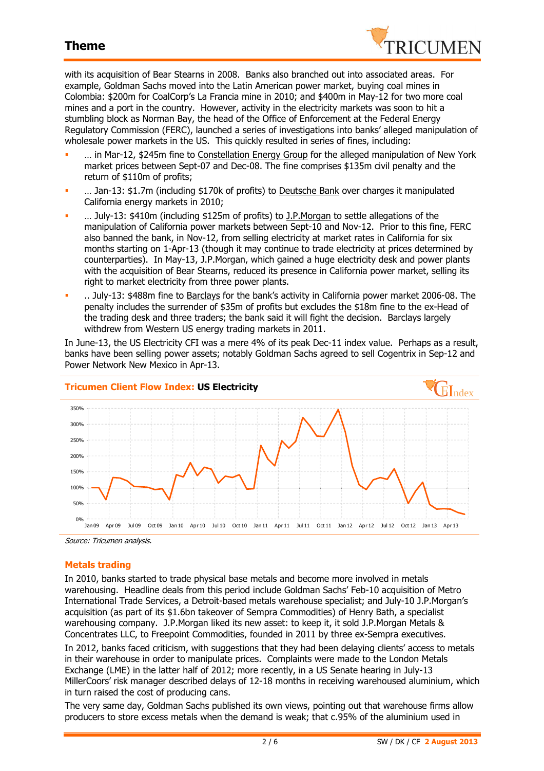with its acquisition of Bear Stearns in 2008. Banks also branched out into associated areas. For example, Goldman Sachs moved into the Latin American power market, buying coal mines in Colombia: $200m for CoalCorp's La Francia mine in 2010; and $400m in May-12 for two more coal mines and a port in the country. However, activity in the electricity markets was soon to hit a stumbling block as Norman Bay, the head of the Office of Enforcement at the Federal Energy Regulatory Commission (FERC), launched a series of investigations into banks' alleged manipulation of wholesale power markets in the US. This quickly resulted in series of fines, including:

- … in Mar-12, $245m fine to Constellation Energy Group for the alleged manipulation of New York market prices between Sept-07 and Dec-08. The fine comprises $135m civil penalty and the return of $110m of profits;
- … Jan-13: $1.7m (including $170k of profits) to Deutsche Bank over charges it manipulated California energy markets in 2010;
- … July-13: $410m (including $125m of profits) to J.P.Morgan to settle allegations of the manipulation of California power markets between Sept-10 and Nov-12. Prior to this fine, FERC also banned the bank, in Nov-12, from selling electricity at market rates in California for six months starting on 1-Apr-13 (though it may continue to trade electricity at prices determined by counterparties). In May-13, J.P.Morgan, which gained a huge electricity desk and power plants with the acquisition of Bear Stearns, reduced its presence in California power market, selling its right to market electricity from three power plants.
- .. July-13: $488m fine to Barclays for the bank's activity in California power market 2006-08. The penalty includes the surrender of $35m of profits but excludes the $18m fine to the ex-Head of the trading desk and three traders; the bank said it will fight the decision. Barclays largely withdrew from Western US energy trading markets in 2011.

In June-13, the US Electricity CFI was a mere 4% of its peak Dec-11 index value. Perhaps as a result, banks have been selling power assets; notably Goldman Sachs agreed to sell Cogentrix in Sep-12 and Power Network New Mexico in Apr-13.

**Tricumen Client Flow Index: US Electricity**

CFIndex

350%
300%
250%
200%
150%
100%
50%
0%

Jan 09 Apr 09 Jul 09 Oct 09 Jan 10 Apr 10 Jul 10 Oct 10 Jan 11 Apr 11 Jul 11 Oct 11 Jan 12 Apr 12 Jul 12 Oct 12 Jan 13 Apr 13

*Source: Tricumen analysis.*

### Metals trading

In 2010, banks started to trade physical base metals and become more involved in metals warehousing. Headline deals from this period include Goldman Sachs' Feb-10 acquisition of Metro International Trade Services, a Detroit-based metals warehouse specialist; and July-10 J.P.Morgan's acquisition (as part of its $1.6bn takeover of Sempra Commodities) of Henry Bath, a specialist warehousing company. J.P.Morgan liked its new asset: to keep it, it sold J.P.Morgan Metals & Concentrates LLC, to Freepoint Commodities, founded in 2011 by three ex-Sempra executives.

In 2012, banks faced criticism, with suggestions that they had been delaying clients' access to metals in their warehouse in order to manipulate prices. Complaints were made to the London Metals Exchange (LME) in the latter half of 2012; more recently, in a US Senate hearing in July-13 MillerCoors' risk manager described delays of 12-18 months in receiving warehoused aluminium, which in turn raised the cost of producing cans.

The very same day, Goldman Sachs published its own views, pointing out that warehouse firms allow producers to store excess metals when the demand is weak; that c.95% of the aluminium used in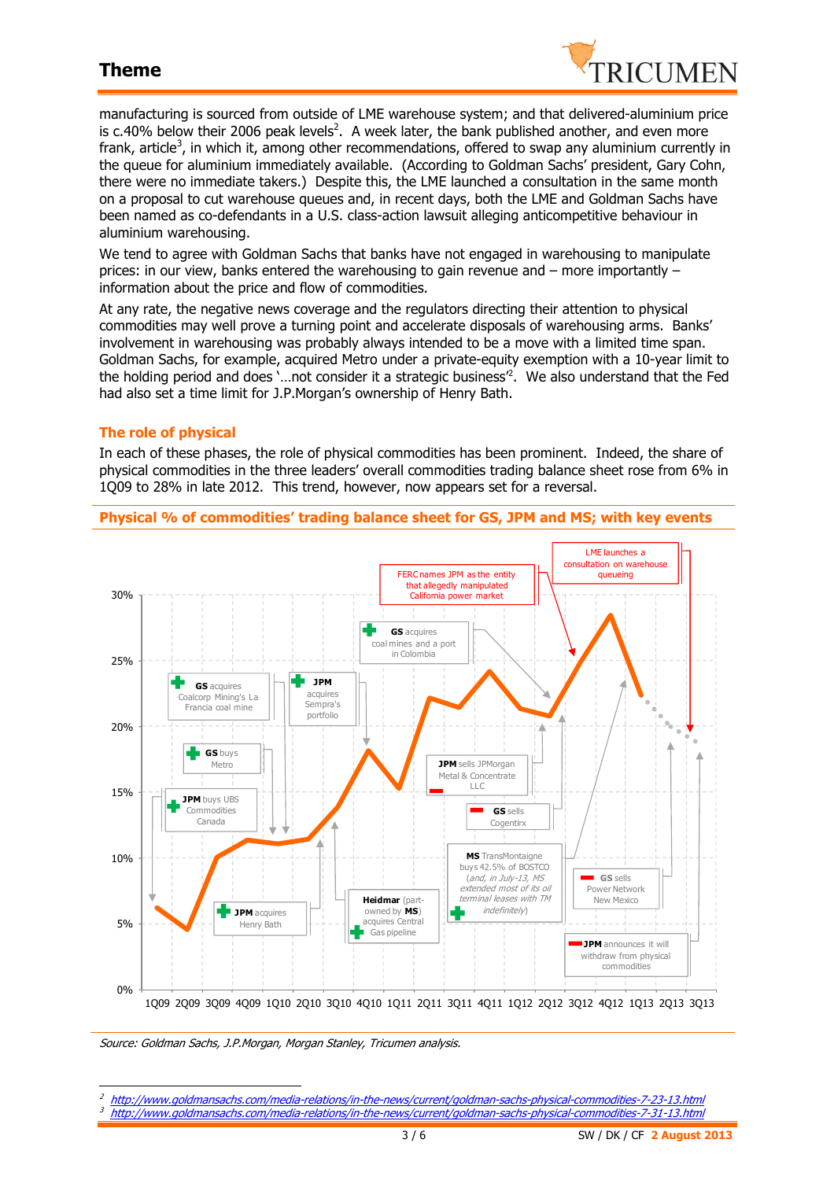manufacturing is sourced from outside of LME warehouse system; and that delivered-aluminium price is c.40% below their 2006 peak levels[2]. A week later, the bank published another, and even more frank, article[3], in which it, among other recommendations, offered to swap any aluminium currently in the queue for aluminium immediately available. (According to Goldman Sachs' president, Gary Cohn, there were no immediate takers.) Despite this, the LME launched a consultation in the same month on a proposal to cut warehouse queues and, in recent days, both the LME and Goldman Sachs have been named as co-defendants in a U.S. class-action lawsuit alleging anticompetitive behaviour in aluminium warehousing.

We tend to agree with Goldman Sachs that banks have not engaged in warehousing to manipulate prices: in our view, banks entered the warehousing to gain revenue and – more importantly – information about the price and flow of commodities.

At any rate, the negative news coverage and the regulators directing their attention to physical commodities may well prove a turning point and accelerate disposals of warehousing arms. Banks' involvement in warehousing was probably always intended to be a move with a limited time span. Goldman Sachs, for example, acquired Metro under a private-equity exemption with a 10-year limit to the holding period and does '…not consider it a strategic business'[2]. We also understand that the Fed had also set a time limit for J.P.Morgan's ownership of Henry Bath.

## The role of physical

In each of these phases, the role of physical commodities has been prominent. Indeed, the share of physical commodities in the three leaders' overall commodities trading balance sheet rose from 6% in 1Q09 to 28% in late 2012. This trend, however, now appears set for a reversal.

### Physical % of commodities' trading balance sheet for GS, JPM and MS; with key events

30%
25%
20%
15%
10%
5%
0%

1Q09 2Q09 3Q09 4Q09 1Q10 2Q10 3Q10 4Q10 1Q11 2Q11 3Q11 4Q11 1Q12 2Q12 3Q12 4Q12 1Q13 2Q13 3Q13

JPM buys UBS Commodities Canada
GS buys Metro
GS acquires Coalcorp Mining's La Francia coal mine
JPM acquires Henry Bath
JPM acquires Sempra's portfolio
Heidmar (part-owned by MS) acquires Central Gas pipeline
GS acquires coal mines and a port in Colombia
JPM sells JPMorgan Metal & Concentrate LLC
GS sells Cogentrix
MS TransMontaigne buys 42.5% of BOSTCO (and, in July-13, MS extended most of its oil terminal leases with TM indefinitely)
FERC names JPM as the entity that allegedly manipulated California power market
LME launches a consultation on warehouse queueing
GS sells Power Network New Mexico
JPM announces it will withdraw from physical commodities

*Source: Goldman Sachs, J.P.Morgan, Morgan Stanley, Tricumen analysis.*

---

[2] http://www.goldmansachs.com/media-relations/in-the-news/current/goldman-sachs-physical-commodities-7-23-13.html
[3] http://www.goldmansachs.com/media-relations/in-the-news/current/goldman-sachs-physical-commodities-7-31-13.html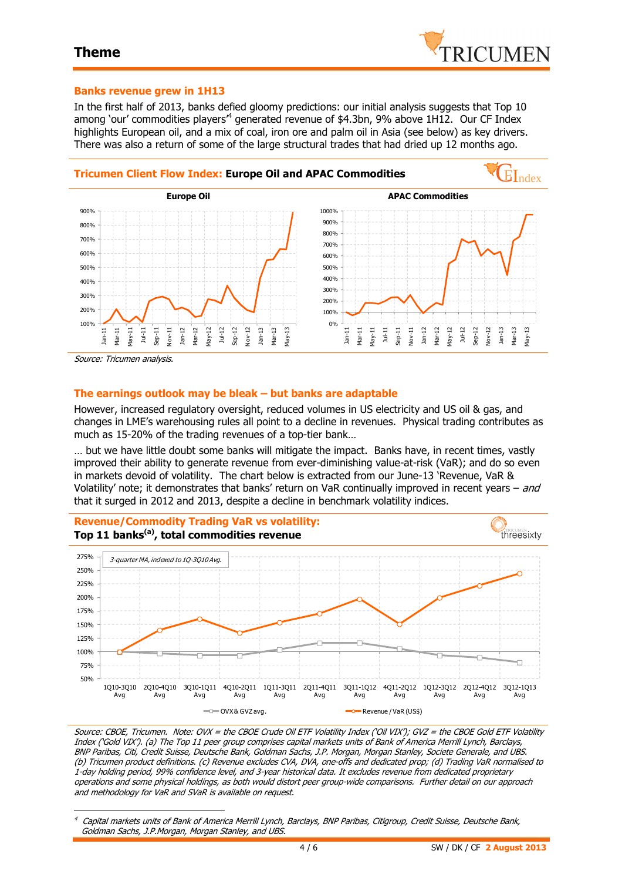## Banks revenue grew in 1H13

In the first half of 2013, banks defied gloomy predictions: our initial analysis suggests that Top 10 among 'our' commodities players'[4] generated revenue of $4.3bn, 9% above 1H12. Our CF Index highlights European oil, and a mix of coal, iron ore and palm oil in Asia (see below) as key drivers. There was also a return of some of the large structural trades that had dried up 12 months ago.

### Tricumen Client Flow Index: **Europe Oil and APAC Commodities**

CFIndex

Europe Oil

900%
800%
700%
600%
500%
400%
300%
200%
100%

Jan-11 Mar-11 May-11 Jul-11 Sep-11 Nov-11 Jan-12 Mar-12 May-12 Jul-12 Sep-12 Nov-12 Jan-13 Mar-13 May-13

APAC Commodities

1000%
900%
800%
700%
600%
500%
400%
300%
200%
100%
0%

Jan-11 Mar-11 May-11 Jul-11 Sep-11 Nov-11 Jan-12 Mar-12 May-12 Jul-12 Sep-12 Nov-12 Jan-13 Mar-13 May-13

*Source: Tricumen analysis.*

## The earnings outlook may be bleak – but banks are adaptable

However, increased regulatory oversight, reduced volumes in US electricity and US oil & gas, and changes in LME's warehousing rules all point to a decline in revenues. Physical trading contributes as much as 15-20% of the trading revenues of a top-tier bank…

… but we have little doubt some banks will mitigate the impact. Banks have, in recent times, vastly improved their ability to generate revenue from ever-diminishing value-at-risk (VaR); and do so even in markets devoid of volatility. The chart below is extracted from our June-13 'Revenue, VaR & Volatility' note; it demonstrates that banks' return on VaR continually improved in recent years – *and* that it surged in 2012 and 2013, despite a decline in benchmark volatility indices.

### Revenue/Commodity Trading VaR vs volatility: **Top 11 banks[(a)], total commodities revenue**

threesixty

3-quarter MA, indexed to 1Q-3Q10 Avg.

275%
250%
225%
200%
175%
150%
125%
100%
75%
50%

1Q10-3Q10 Avg 2Q10-4Q10 Avg 3Q10-1Q11 Avg 4Q10-2Q11 Avg 1Q11-3Q11 Avg 2Q11-4Q11 Avg 3Q11-1Q12 Avg 4Q11-2Q12 Avg 1Q12-3Q12 Avg 2Q12-4Q12 Avg 3Q12-1Q13 Avg

OVX & GVZ avg.
Revenue / VaR (US$)

*Source: CBOE, Tricumen. Note: OVX = the CBOE Crude Oil ETF Volatility Index ('Oil VIX'); GVZ = the CBOE Gold ETF Volatility Index ('Gold VIX'). (a) The Top 11 peer group comprises capital markets units of Bank of America Merrill Lynch, Barclays, BNP Paribas, Citi, Credit Suisse, Deutsche Bank, Goldman Sachs, J.P. Morgan, Morgan Stanley, Societe Generale, and UBS. (b) Tricumen product definitions. (c) Revenue excludes CVA, DVA, one-offs and dedicated prop; (d) Trading VaR normalised to 1-day holding period, 99% confidence level, and 3-year historical data. It excludes revenue from dedicated proprietary operations and some physical holdings, as both would distort peer group-wide comparisons. Further detail on our approach and methodology for VaR and SVaR is available on request.*

---

[4] *Capital markets units of Bank of America Merrill Lynch, Barclays, BNP Paribas, Citigroup, Credit Suisse, Deutsche Bank, Goldman Sachs, J.P.Morgan, Morgan Stanley, and UBS.*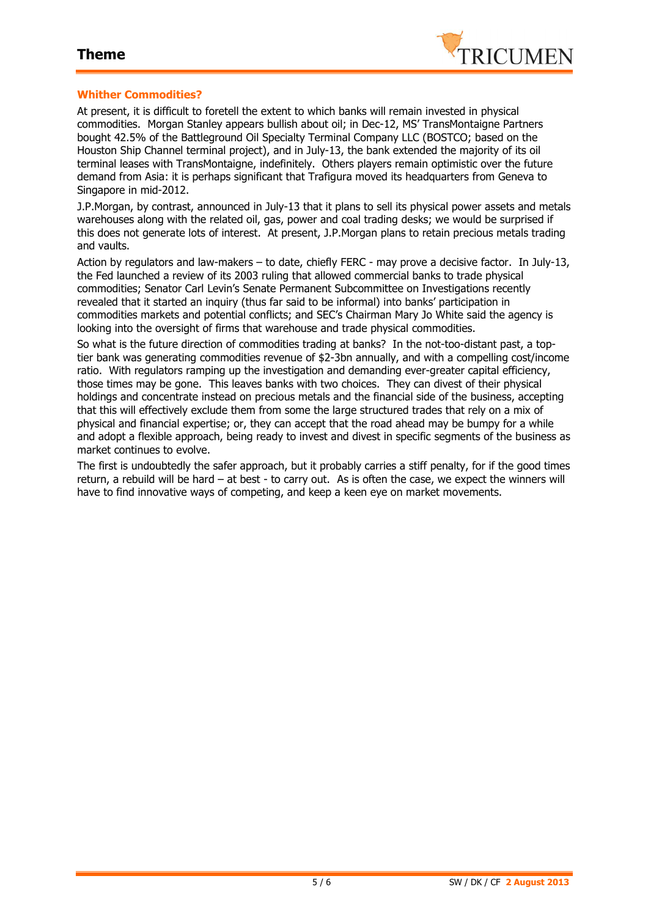## Whither Commodities?

At present, it is difficult to foretell the extent to which banks will remain invested in physical commodities. Morgan Stanley appears bullish about oil; in Dec-12, MS' TransMontaigne Partners bought 42.5% of the Battleground Oil Specialty Terminal Company LLC (BOSTCO; based on the Houston Ship Channel terminal project), and in July-13, the bank extended the majority of its oil terminal leases with TransMontaigne, indefinitely. Others players remain optimistic over the future demand from Asia: it is perhaps significant that Trafigura moved its headquarters from Geneva to Singapore in mid-2012.

J.P.Morgan, by contrast, announced in July-13 that it plans to sell its physical power assets and metals warehouses along with the related oil, gas, power and coal trading desks; we would be surprised if this does not generate lots of interest. At present, J.P.Morgan plans to retain precious metals trading and vaults.

Action by regulators and law-makers – to date, chiefly FERC - may prove a decisive factor. In July-13, the Fed launched a review of its 2003 ruling that allowed commercial banks to trade physical commodities; Senator Carl Levin's Senate Permanent Subcommittee on Investigations recently revealed that it started an inquiry (thus far said to be informal) into banks' participation in commodities markets and potential conflicts; and SEC's Chairman Mary Jo White said the agency is looking into the oversight of firms that warehouse and trade physical commodities.

So what is the future direction of commodities trading at banks? In the not-too-distant past, a top-tier bank was generating commodities revenue of $2-3bn annually, and with a compelling cost/income ratio. With regulators ramping up the investigation and demanding ever-greater capital efficiency, those times may be gone. This leaves banks with two choices. They can divest of their physical holdings and concentrate instead on precious metals and the financial side of the business, accepting that this will effectively exclude them from some the large structured trades that rely on a mix of physical and financial expertise; or, they can accept that the road ahead may be bumpy for a while and adopt a flexible approach, being ready to invest and divest in specific segments of the business as market continues to evolve.

The first is undoubtedly the safer approach, but it probably carries a stiff penalty, for if the good times return, a rebuild will be hard – at best - to carry out. As is often the case, we expect the winners will have to find innovative ways of competing, and keep a keen eye on market movements.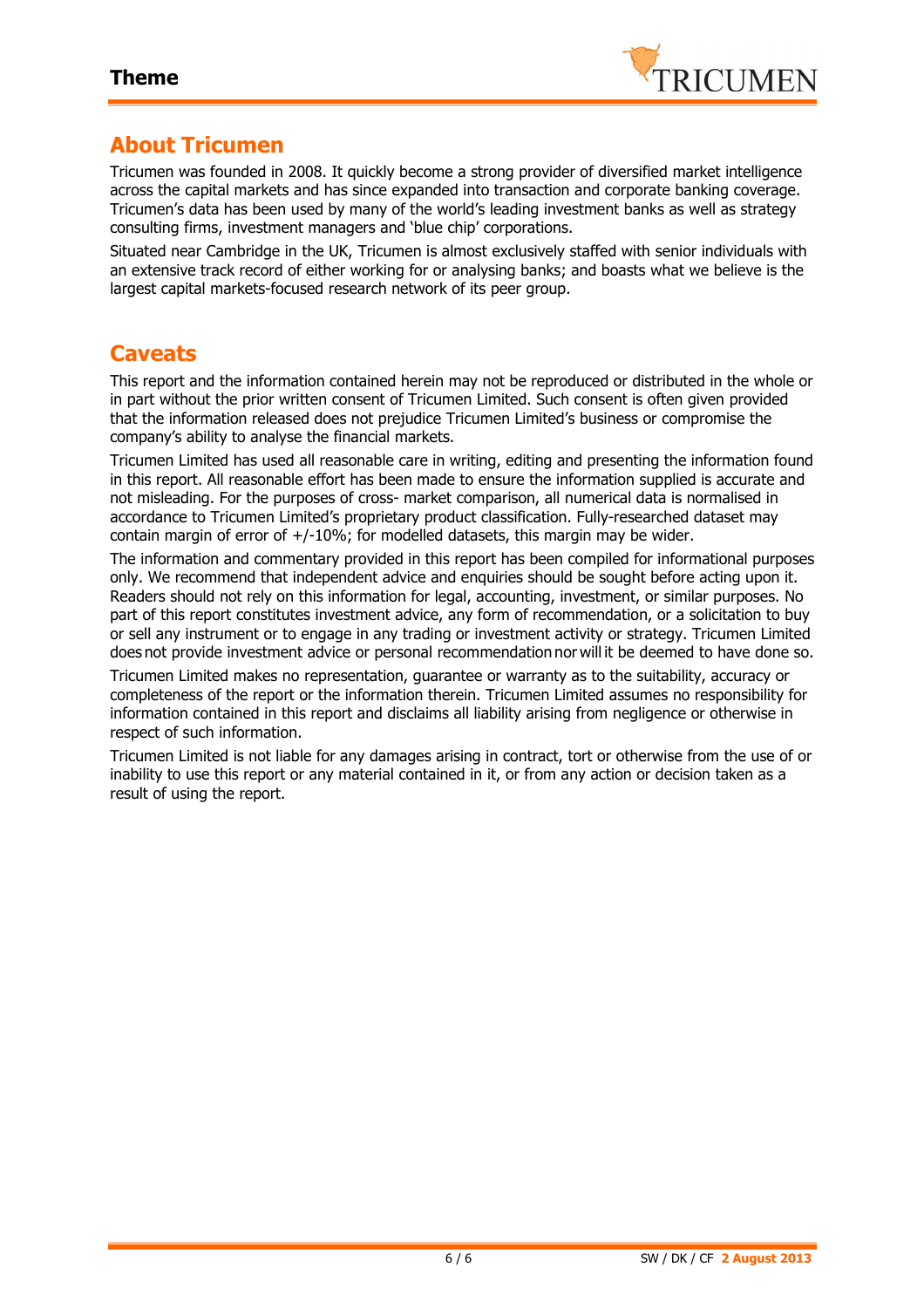## About Tricumen

Tricumen was founded in 2008. It quickly become a strong provider of diversified market intelligence across the capital markets and has since expanded into transaction and corporate banking coverage. Tricumen's data has been used by many of the world's leading investment banks as well as strategy consulting firms, investment managers and 'blue chip' corporations.

Situated near Cambridge in the UK, Tricumen is almost exclusively staffed with senior individuals with an extensive track record of either working for or analysing banks; and boasts what we believe is the largest capital markets-focused research network of its peer group.

## Caveats

This report and the information contained herein may not be reproduced or distributed in the whole or in part without the prior written consent of Tricumen Limited. Such consent is often given provided that the information released does not prejudice Tricumen Limited's business or compromise the company's ability to analyse the financial markets.

Tricumen Limited has used all reasonable care in writing, editing and presenting the information found in this report. All reasonable effort has been made to ensure the information supplied is accurate and not misleading. For the purposes of cross- market comparison, all numerical data is normalised in accordance to Tricumen Limited's proprietary product classification. Fully-researched dataset may contain margin of error of +/-10%; for modelled datasets, this margin may be wider.

The information and commentary provided in this report has been compiled for informational purposes only. We recommend that independent advice and enquiries should be sought before acting upon it. Readers should not rely on this information for legal, accounting, investment, or similar purposes. No part of this report constitutes investment advice, any form of recommendation, or a solicitation to buy or sell any instrument or to engage in any trading or investment activity or strategy. Tricumen Limited does not provide investment advice or personal recommendation nor will it be deemed to have done so.

Tricumen Limited makes no representation, guarantee or warranty as to the suitability, accuracy or completeness of the report or the information therein. Tricumen Limited assumes no responsibility for information contained in this report and disclaims all liability arising from negligence or otherwise in respect of such information.

Tricumen Limited is not liable for any damages arising in contract, tort or otherwise from the use of or inability to use this report or any material contained in it, or from any action or decision taken as a result of using the report.